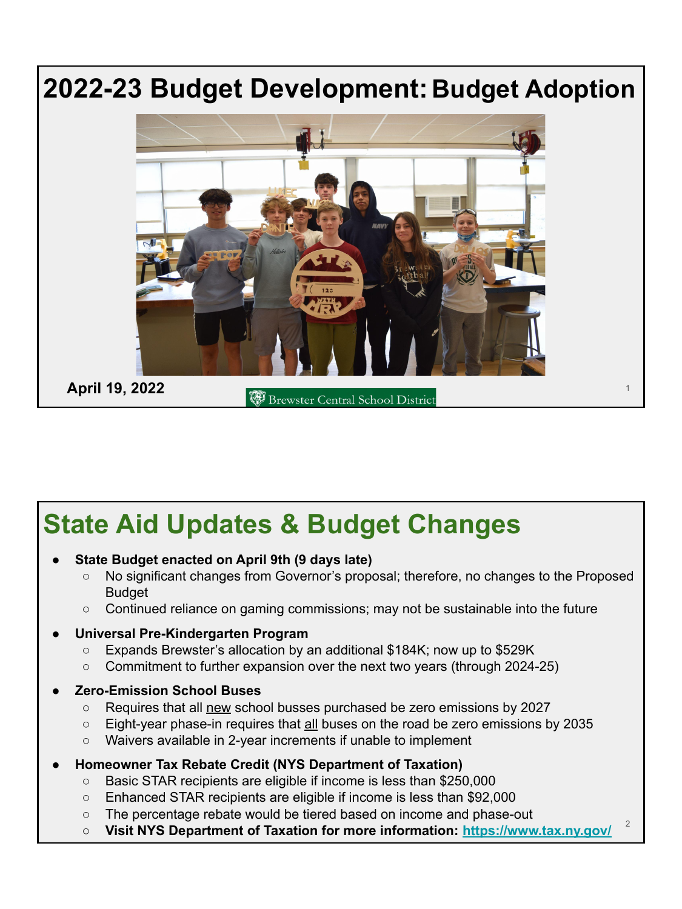# 2022-23 Budget Development: Budget Adoption

**April 19, 2022**

Brewster Central School District

## State Aid Updates & Budget Changes

- **State Budget enacted on April 9th (9 days late)**
  - No significant changes from Governor's proposal; therefore, no changes to the Proposed Budget
  - Continued reliance on gaming commissions; may not be sustainable into the future
- **Universal Pre-Kindergarten Program**
  - Expands Brewster's allocation by an additional $184K; now up to $529K
  - Commitment to further expansion over the next two years (through 2024-25)
- **Zero-Emission School Buses**
  - Requires that all new school busses purchased be zero emissions by 2027
  - Eight-year phase-in requires that all buses on the road be zero emissions by 2035
  - Waivers available in 2-year increments if unable to implement
- **Homeowner Tax Rebate Credit (NYS Department of Taxation)**
  - Basic STAR recipients are eligible if income is less than $250,000
  - Enhanced STAR recipients are eligible if income is less than $92,000
  - The percentage rebate would be tiered based on income and phase-out
  - **Visit NYS Department of Taxation for more information: https://www.tax.ny.gov/**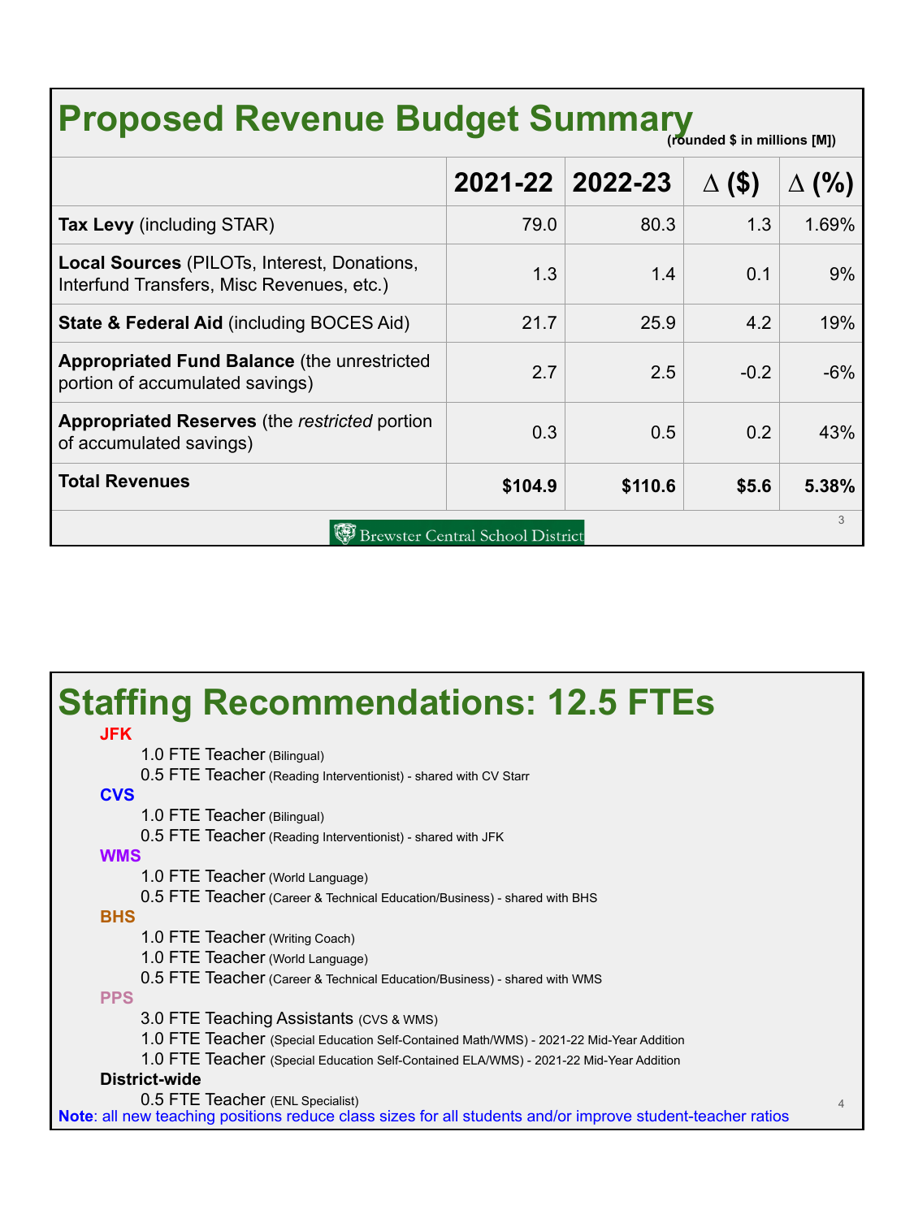# Proposed Revenue Budget Summary

(rounded $ in millions [M])

| | 2021-22 | 2022-23 | Δ ($) | Δ (%) |
|---|---|---|---|---|
| **Tax Levy** (including STAR) | 79.0 | 80.3 | 1.3 | 1.69% |
| **Local Sources** (PILOTs, Interest, Donations, Interfund Transfers, Misc Revenues, etc.) | 1.3 | 1.4 | 0.1 | 9% |
| **State & Federal Aid** (including BOCES Aid) | 21.7 | 25.9 | 4.2 | 19% |
| **Appropriated Fund Balance** (the unrestricted portion of accumulated savings) | 2.7 | 2.5 | -0.2 | -6% |
| **Appropriated Reserves** (the *restricted* portion of accumulated savings) | 0.3 | 0.5 | 0.2 | 43% |
| **Total Revenues** | **$104.9** | **$110.6** | **$5.6** | **5.38%** |

Brewster Central School District

# Staffing Recommendations: 12.5 FTEs

**JFK**
- 1.0 FTE Teacher (Bilingual)
- 0.5 FTE Teacher (Reading Interventionist) - shared with CV Starr

**CVS**
- 1.0 FTE Teacher (Bilingual)
- 0.5 FTE Teacher (Reading Interventionist) - shared with JFK

**WMS**
- 1.0 FTE Teacher (World Language)
- 0.5 FTE Teacher (Career & Technical Education/Business) - shared with BHS

**BHS**
- 1.0 FTE Teacher (Writing Coach)
- 1.0 FTE Teacher (World Language)
- 0.5 FTE Teacher (Career & Technical Education/Business) - shared with WMS

**PPS**
- 3.0 FTE Teaching Assistants (CVS & WMS)
- 1.0 FTE Teacher (Special Education Self-Contained Math/WMS) - 2021-22 Mid-Year Addition
- 1.0 FTE Teacher (Special Education Self-Contained ELA/WMS) - 2021-22 Mid-Year Addition

**District-wide**
- 0.5 FTE Teacher (ENL Specialist)

**Note**: all new teaching positions reduce class sizes for all students and/or improve student-teacher ratios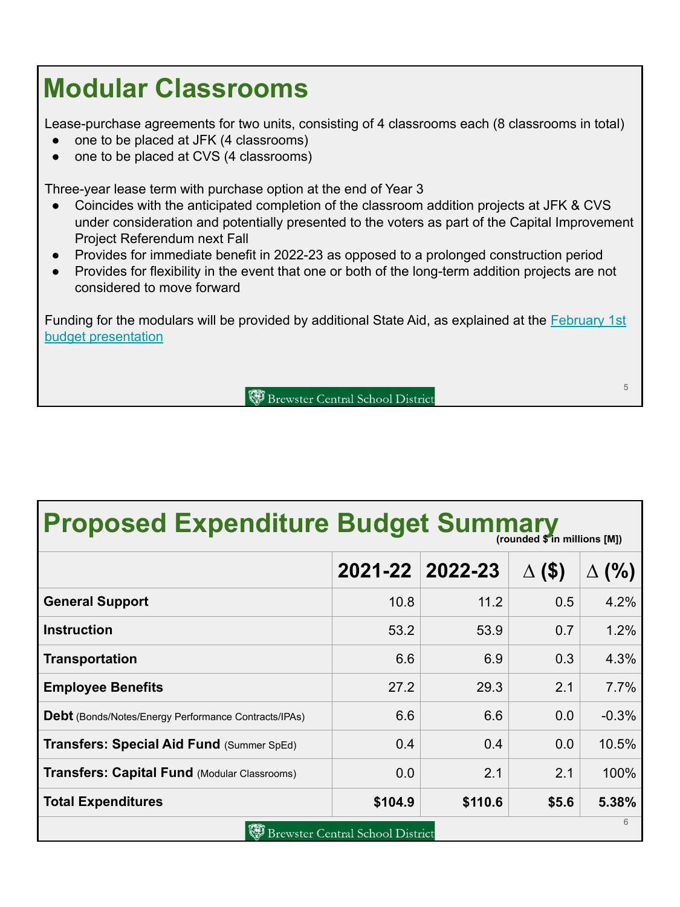# Modular Classrooms

Lease-purchase agreements for two units, consisting of 4 classrooms each (8 classrooms in total)

- one to be placed at JFK (4 classrooms)
- one to be placed at CVS (4 classrooms)

Three-year lease term with purchase option at the end of Year 3

- Coincides with the anticipated completion of the classroom addition projects at JFK & CVS under consideration and potentially presented to the voters as part of the Capital Improvement Project Referendum next Fall
- Provides for immediate benefit in 2022-23 as opposed to a prolonged construction period
- Provides for flexibility in the event that one or both of the long-term addition projects are not considered to move forward

Funding for the modulars will be provided by additional State Aid, as explained at the February 1st budget presentation

# Proposed Expenditure Budget Summary

**(rounded $ in millions [M])**

| | 2021-22 | 2022-23 | Δ ($) | Δ (%) |
|---|---|---|---|---|
| **General Support** | 10.8 | 11.2 | 0.5 | 4.2% |
| **Instruction** | 53.2 | 53.9 | 0.7 | 1.2% |
| **Transportation** | 6.6 | 6.9 | 0.3 | 4.3% |
| **Employee Benefits** | 27.2 | 29.3 | 2.1 | 7.7% |
| **Debt** (Bonds/Notes/Energy Performance Contracts/IPAs) | 6.6 | 6.6 | 0.0 | -0.3% |
| **Transfers: Special Aid Fund** (Summer SpEd) | 0.4 | 0.4 | 0.0 | 10.5% |
| **Transfers: Capital Fund** (Modular Classrooms) | 0.0 | 2.1 | 2.1 | 100% |
| **Total Expenditures** | **$104.9** | **$110.6** | **$5.6** | **5.38%** |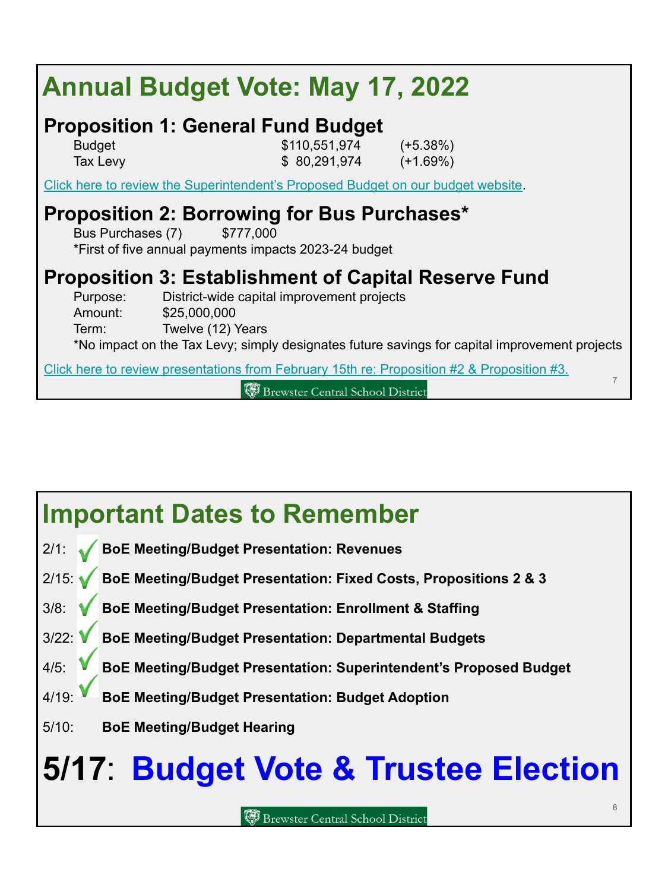# Annual Budget Vote: May 17, 2022

## Proposition 1: General Fund Budget

| | | |
|---|---|---|
| Budget | $110,551,974 | (+5.38%) |
| Tax Levy | $ 80,291,974 | (+1.69%) |

Click here to review the Superintendent's Proposed Budget on our budget website.

## Proposition 2: Borrowing for Bus Purchases*

Bus Purchases (7) $777,000

*First of five annual payments impacts 2023-24 budget

## Proposition 3: Establishment of Capital Reserve Fund

Purpose: District-wide capital improvement projects

Amount: $25,000,000

Term: Twelve (12) Years

*No impact on the Tax Levy; simply designates future savings for capital improvement projects

Click here to review presentations from February 15th re: Proposition #2 & Proposition #3.

Brewster Central School District

# Important Dates to Remember

- 2/1: ✓ **BoE Meeting/Budget Presentation: Revenues**
- 2/15: ✓ **BoE Meeting/Budget Presentation: Fixed Costs, Propositions 2 & 3**
- 3/8: ✓ **BoE Meeting/Budget Presentation: Enrollment & Staffing**
- 3/22: ✓ **BoE Meeting/Budget Presentation: Departmental Budgets**
- 4/5: ✓ **BoE Meeting/Budget Presentation: Superintendent's Proposed Budget**
- 4/19: ✓ **BoE Meeting/Budget Presentation: Budget Adoption**
- 5/10: **BoE Meeting/Budget Hearing**

# 5/17: Budget Vote & Trustee Election

Brewster Central School District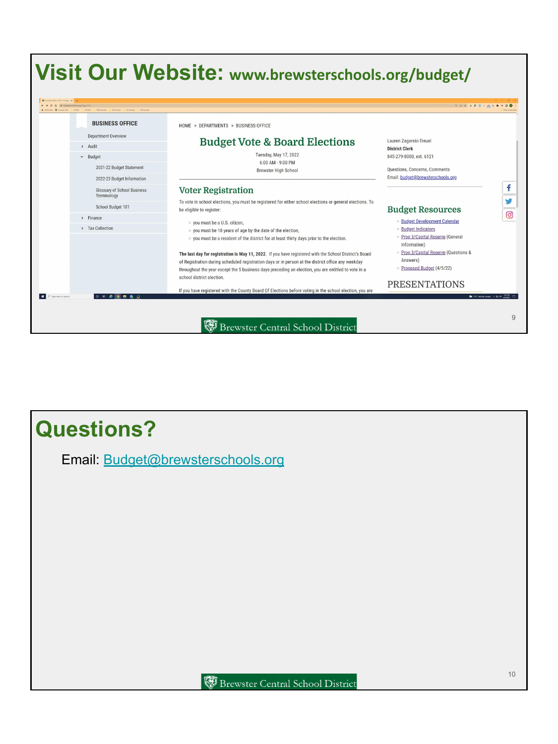# Visit Our Website: www.brewsterschools.org/budget/

BUSINESS OFFICE

- Department Overview
- Audit
- Budget
  - 2021-22 Budget Statement
  - 2022-23 Budget Information
  - Glossary of School Business Terminology
  - School Budget 101
- Finance
- Tax Collection

HOME > DEPARTMENTS > BUSINESS OFFICE

## Budget Vote & Board Elections

Tuesday, May 17, 2022
6:00 AM - 9:00 PM
Brewster High School

## Voter Registration

To vote in school elections, you must be registered for either school elections or general elections. To be eligible to register:

- you must be a U.S. citizen,
- you must be 18 years of age by the date of the election,
- you must be a resident of the district for at least thirty days prior to the election.

**The last day for registration is May 11, 2022.** If you have registered with the School District's Board of Registration during scheduled registration days or in person at the district office any weekday throughout the year except the 5 business days preceding an election, you are entitled to vote in a school district election.

If you have registered with the County Board Of Elections before voting in the school election, you are

Lauren Zagorski-Treuel
**District Clerk**
845-279-8000, ext. 6121

Questions, Concerns, Comments
Email: budget@brewsterschools.org

## Budget Resources

- Budget Development Calendar
- Budget Indicators
- Prop 3/Capital Reserve (General Information)
- Prop 3/Capital Reserve (Questions & Answers)
- Proposed Budget (4/5/22)

PRESENTATIONS

Brewster Central School District

# Questions?

Email: Budget@brewsterschools.org

Brewster Central School District